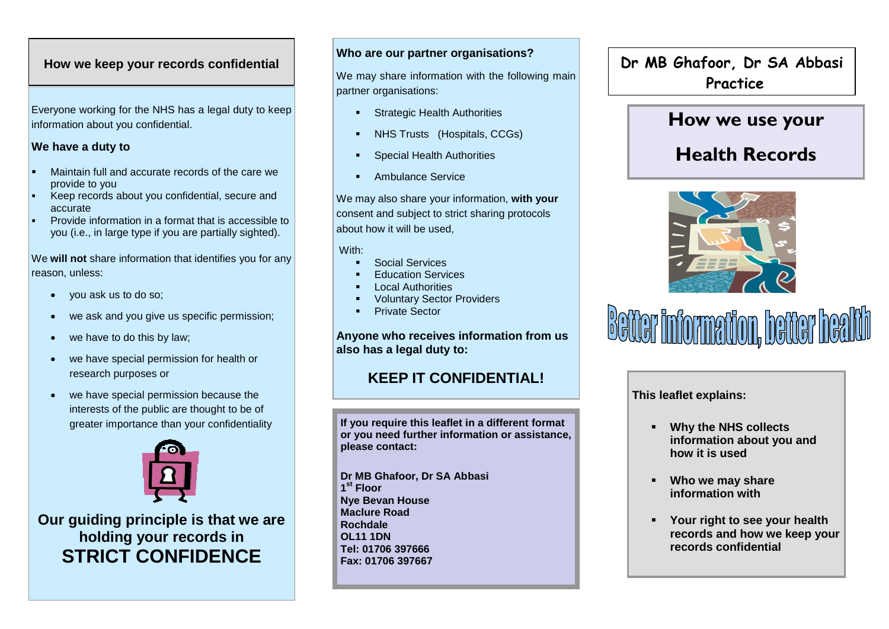## How we keep your records confidential

Everyone working for the NHS has a legal duty to keep information about you confidential.

**We have a duty to**

- Maintain full and accurate records of the care we provide to you
- Keep records about you confidential, secure and accurate
- Provide information in a format that is accessible to you (i.e., in large type if you are partially sighted).

We **will not** share information that identifies you for any reason, unless:

- you ask us to do so;
- we ask and you give us specific permission;
- we have to do this by law;
- we have special permission for health or research purposes or
- we have special permission because the interests of the public are thought to be of greater importance than your confidentiality

**Our guiding principle is that we are holding your records in STRICT CONFIDENCE**

**Who are our partner organisations?**

We may share information with the following main partner organisations:

- Strategic Health Authorities
- NHS Trusts (Hospitals, CCGs)
- Special Health Authorities
- Ambulance Service

We may also share your information, **with your** consent and subject to strict sharing protocols about how it will be used,

With:

- Social Services
- Education Services
- Local Authorities
- Voluntary Sector Providers
- Private Sector

**Anyone who receives information from us also has a legal duty to:**

**KEEP IT CONFIDENTIAL!**

**If you require this leaflet in a different format or you need further information or assistance, please contact:**

**Dr MB Ghafoor, Dr SA Abbasi**
**1st Floor**
**Nye Bevan House**
**Maclure Road**
**Rochdale**
**OL11 1DN**
**Tel: 01706 397666**
**Fax: 01706 397667**

# Dr MB Ghafoor, Dr SA Abbasi Practice

# How we use your Health Records

Better information, better health

**This leaflet explains:**

- **Why the NHS collects information about you and how it is used**
- **Who we may share information with**
- **Your right to see your health records and how we keep your records confidential**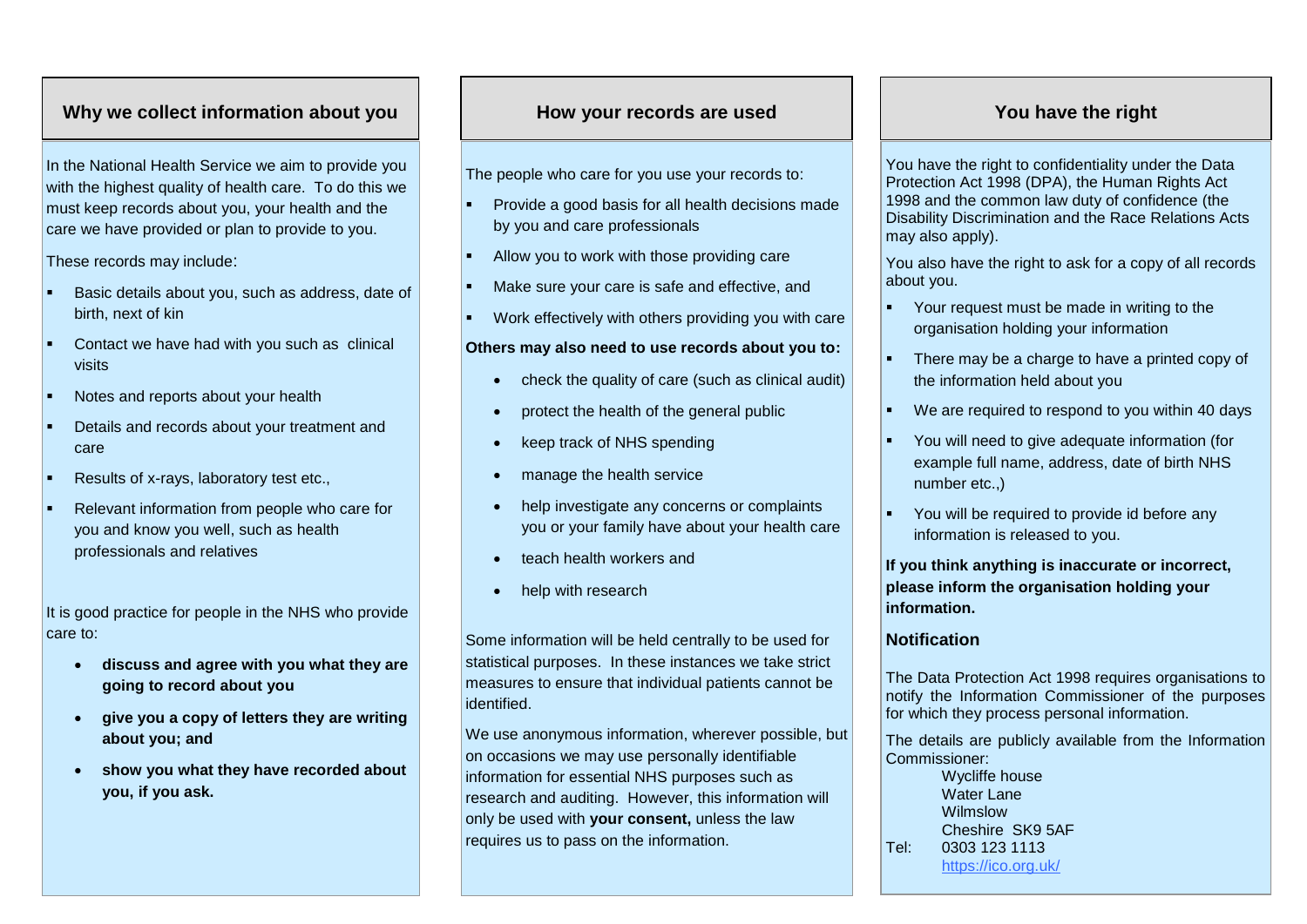## Why we collect information about you

In the National Health Service we aim to provide you with the highest quality of health care. To do this we must keep records about you, your health and the care we have provided or plan to provide to you.

These records may include:

- Basic details about you, such as address, date of birth, next of kin
- Contact we have had with you such as clinical visits
- Notes and reports about your health
- Details and records about your treatment and care
- Results of x-rays, laboratory test etc.,
- Relevant information from people who care for you and know you well, such as health professionals and relatives

It is good practice for people in the NHS who provide care to:

- **discuss and agree with you what they are going to record about you**
- **give you a copy of letters they are writing about you; and**
- **show you what they have recorded about you, if you ask.**

## How your records are used

The people who care for you use your records to:

- Provide a good basis for all health decisions made by you and care professionals
- Allow you to work with those providing care
- Make sure your care is safe and effective, and
- Work effectively with others providing you with care

**Others may also need to use records about you to:**

- check the quality of care (such as clinical audit)
- protect the health of the general public
- keep track of NHS spending
- manage the health service
- help investigate any concerns or complaints you or your family have about your health care
- teach health workers and
- help with research

Some information will be held centrally to be used for statistical purposes. In these instances we take strict measures to ensure that individual patients cannot be identified.

We use anonymous information, wherever possible, but on occasions we may use personally identifiable information for essential NHS purposes such as research and auditing. However, this information will only be used with **your consent,** unless the law requires us to pass on the information.

## You have the right

You have the right to confidentiality under the Data Protection Act 1998 (DPA), the Human Rights Act 1998 and the common law duty of confidence (the Disability Discrimination and the Race Relations Acts may also apply).

You also have the right to ask for a copy of all records about you.

- Your request must be made in writing to the organisation holding your information
- There may be a charge to have a printed copy of the information held about you
- We are required to respond to you within 40 days
- You will need to give adequate information (for example full name, address, date of birth NHS number etc.,)
- You will be required to provide id before any information is released to you.

**If you think anything is inaccurate or incorrect, please inform the organisation holding your information.**

### Notification

The Data Protection Act 1998 requires organisations to notify the Information Commissioner of the purposes for which they process personal information.

The details are publicly available from the Information Commissioner:

Wycliffe house
Water Lane
Wilmslow
Cheshire SK9 5AF
Tel: 0303 123 1113
https://ico.org.uk/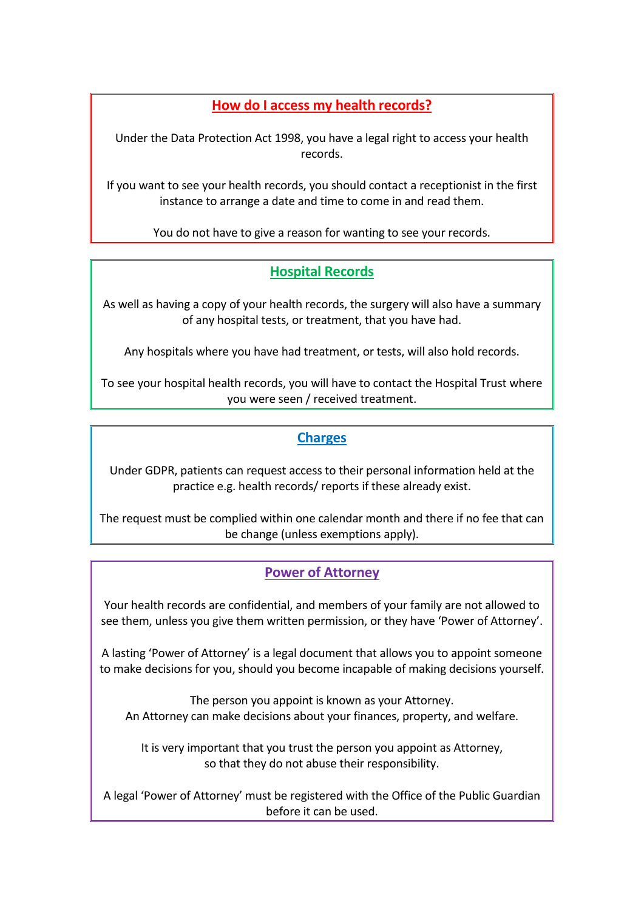## How do I access my health records?

Under the Data Protection Act 1998, you have a legal right to access your health records.

If you want to see your health records, you should contact a receptionist in the first instance to arrange a date and time to come in and read them.

You do not have to give a reason for wanting to see your records.

## Hospital Records

As well as having a copy of your health records, the surgery will also have a summary of any hospital tests, or treatment, that you have had.

Any hospitals where you have had treatment, or tests, will also hold records.

To see your hospital health records, you will have to contact the Hospital Trust where you were seen / received treatment.

## Charges

Under GDPR, patients can request access to their personal information held at the practice e.g. health records/ reports if these already exist.

The request must be complied within one calendar month and there if no fee that can be change (unless exemptions apply).

## Power of Attorney

Your health records are confidential, and members of your family are not allowed to see them, unless you give them written permission, or they have 'Power of Attorney'.

A lasting 'Power of Attorney' is a legal document that allows you to appoint someone to make decisions for you, should you become incapable of making decisions yourself.

The person you appoint is known as your Attorney.
An Attorney can make decisions about your finances, property, and welfare.

It is very important that you trust the person you appoint as Attorney, so that they do not abuse their responsibility.

A legal 'Power of Attorney' must be registered with the Office of the Public Guardian before it can be used.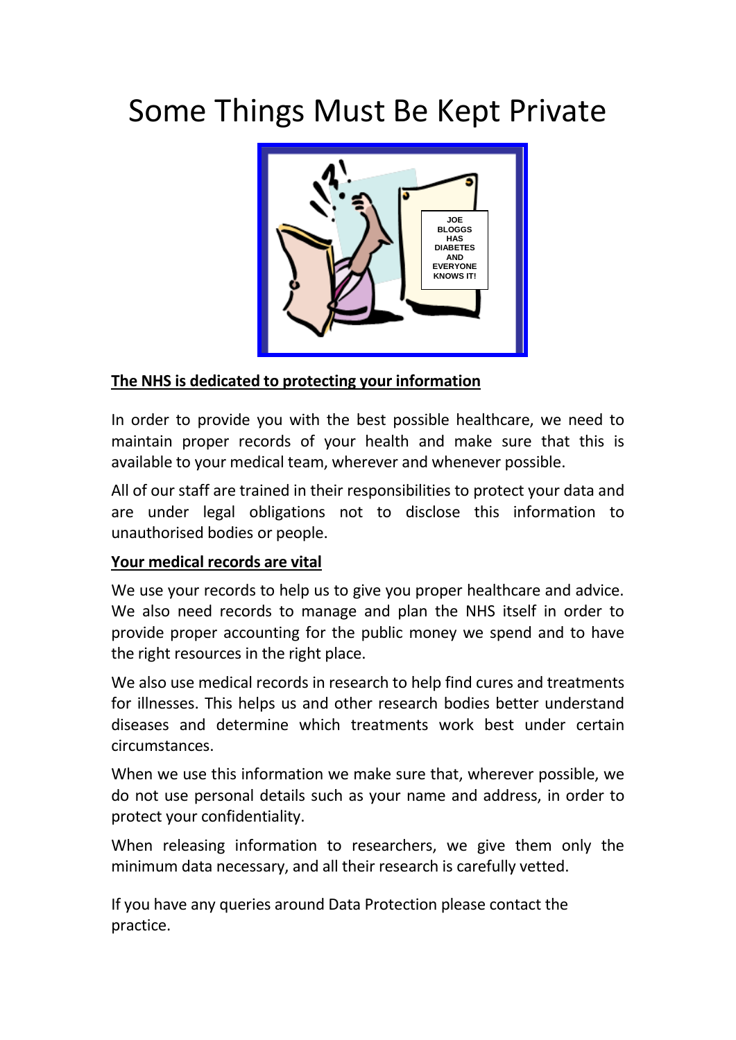# Some Things Must Be Kept Private

JOE BLOGGS HAS DIABETES AND EVERYONE KNOWS IT!

**The NHS is dedicated to protecting your information**

In order to provide you with the best possible healthcare, we need to maintain proper records of your health and make sure that this is available to your medical team, wherever and whenever possible.

All of our staff are trained in their responsibilities to protect your data and are under legal obligations not to disclose this information to unauthorised bodies or people.

**Your medical records are vital**

We use your records to help us to give you proper healthcare and advice. We also need records to manage and plan the NHS itself in order to provide proper accounting for the public money we spend and to have the right resources in the right place.

We also use medical records in research to help find cures and treatments for illnesses. This helps us and other research bodies better understand diseases and determine which treatments work best under certain circumstances.

When we use this information we make sure that, wherever possible, we do not use personal details such as your name and address, in order to protect your confidentiality.

When releasing information to researchers, we give them only the minimum data necessary, and all their research is carefully vetted.

If you have any queries around Data Protection please contact the practice.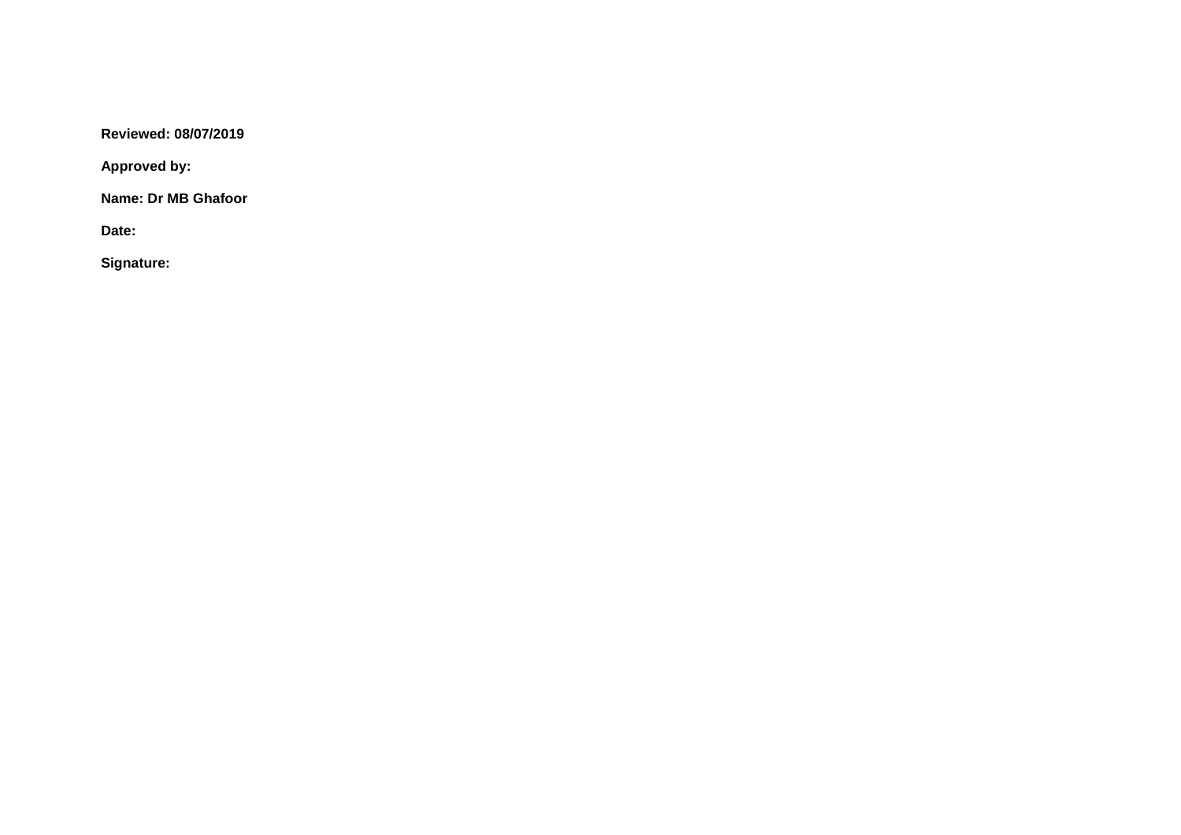**Reviewed: 08/07/2019**

**Approved by:**

**Name: Dr MB Ghafoor**

**Date:**

**Signature:**